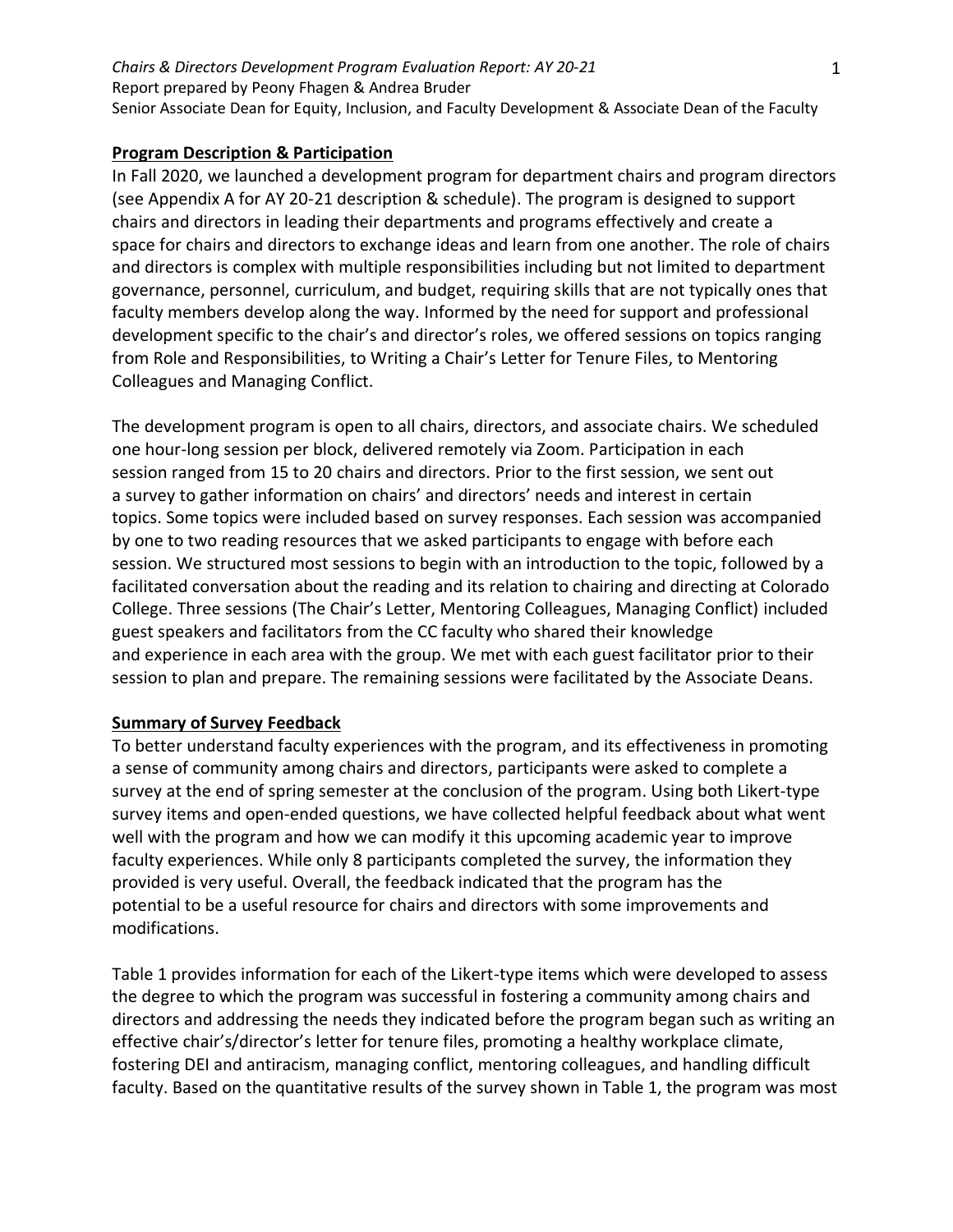*Chairs & Directors Development Program Evaluation Report: AY 20-21*
Report prepared by Peony Fhagen & Andrea Bruder
Senior Associate Dean for Equity, Inclusion, and Faculty Development & Associate Dean of the Faculty

## Program Description & Participation

In Fall 2020, we launched a development program for department chairs and program directors (see Appendix A for AY 20-21 description & schedule). The program is designed to support chairs and directors in leading their departments and programs effectively and create a space for chairs and directors to exchange ideas and learn from one another. The role of chairs and directors is complex with multiple responsibilities including but not limited to department governance, personnel, curriculum, and budget, requiring skills that are not typically ones that faculty members develop along the way. Informed by the need for support and professional development specific to the chair's and director's roles, we offered sessions on topics ranging from Role and Responsibilities, to Writing a Chair's Letter for Tenure Files, to Mentoring Colleagues and Managing Conflict.

The development program is open to all chairs, directors, and associate chairs. We scheduled one hour-long session per block, delivered remotely via Zoom. Participation in each session ranged from 15 to 20 chairs and directors. Prior to the first session, we sent out a survey to gather information on chairs' and directors' needs and interest in certain topics. Some topics were included based on survey responses. Each session was accompanied by one to two reading resources that we asked participants to engage with before each session. We structured most sessions to begin with an introduction to the topic, followed by a facilitated conversation about the reading and its relation to chairing and directing at Colorado College. Three sessions (The Chair's Letter, Mentoring Colleagues, Managing Conflict) included guest speakers and facilitators from the CC faculty who shared their knowledge and experience in each area with the group. We met with each guest facilitator prior to their session to plan and prepare. The remaining sessions were facilitated by the Associate Deans.

## Summary of Survey Feedback

To better understand faculty experiences with the program, and its effectiveness in promoting a sense of community among chairs and directors, participants were asked to complete a survey at the end of spring semester at the conclusion of the program. Using both Likert-type survey items and open-ended questions, we have collected helpful feedback about what went well with the program and how we can modify it this upcoming academic year to improve faculty experiences. While only 8 participants completed the survey, the information they provided is very useful. Overall, the feedback indicated that the program has the potential to be a useful resource for chairs and directors with some improvements and modifications.

Table 1 provides information for each of the Likert-type items which were developed to assess the degree to which the program was successful in fostering a community among chairs and directors and addressing the needs they indicated before the program began such as writing an effective chair's/director's letter for tenure files, promoting a healthy workplace climate, fostering DEI and antiracism, managing conflict, mentoring colleagues, and handling difficult faculty. Based on the quantitative results of the survey shown in Table 1, the program was most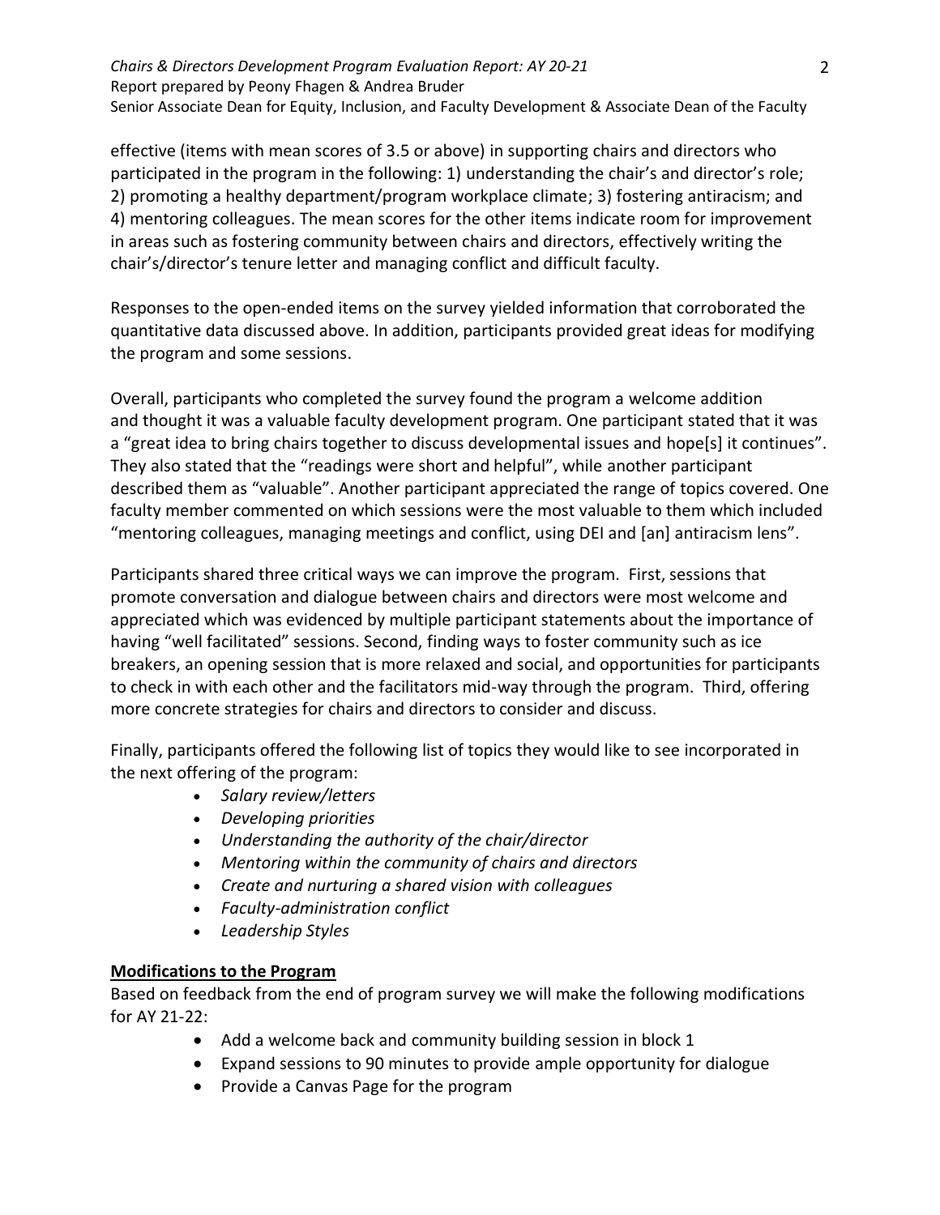effective (items with mean scores of 3.5 or above) in supporting chairs and directors who participated in the program in the following: 1) understanding the chair's and director's role; 2) promoting a healthy department/program workplace climate; 3) fostering antiracism; and 4) mentoring colleagues. The mean scores for the other items indicate room for improvement in areas such as fostering community between chairs and directors, effectively writing the chair's/director's tenure letter and managing conflict and difficult faculty.

Responses to the open-ended items on the survey yielded information that corroborated the quantitative data discussed above. In addition, participants provided great ideas for modifying the program and some sessions.

Overall, participants who completed the survey found the program a welcome addition and thought it was a valuable faculty development program. One participant stated that it was a "great idea to bring chairs together to discuss developmental issues and hope[s] it continues". They also stated that the "readings were short and helpful", while another participant described them as "valuable". Another participant appreciated the range of topics covered. One faculty member commented on which sessions were the most valuable to them which included "mentoring colleagues, managing meetings and conflict, using DEI and [an] antiracism lens".

Participants shared three critical ways we can improve the program. First, sessions that promote conversation and dialogue between chairs and directors were most welcome and appreciated which was evidenced by multiple participant statements about the importance of having "well facilitated" sessions. Second, finding ways to foster community such as ice breakers, an opening session that is more relaxed and social, and opportunities for participants to check in with each other and the facilitators mid-way through the program. Third, offering more concrete strategies for chairs and directors to consider and discuss.

Finally, participants offered the following list of topics they would like to see incorporated in the next offering of the program:

- *Salary review/letters*
- *Developing priorities*
- *Understanding the authority of the chair/director*
- *Mentoring within the community of chairs and directors*
- *Create and nurturing a shared vision with colleagues*
- *Faculty-administration conflict*
- *Leadership Styles*

**Modifications to the Program**

Based on feedback from the end of program survey we will make the following modifications for AY 21-22:

- Add a welcome back and community building session in block 1
- Expand sessions to 90 minutes to provide ample opportunity for dialogue
- Provide a Canvas Page for the program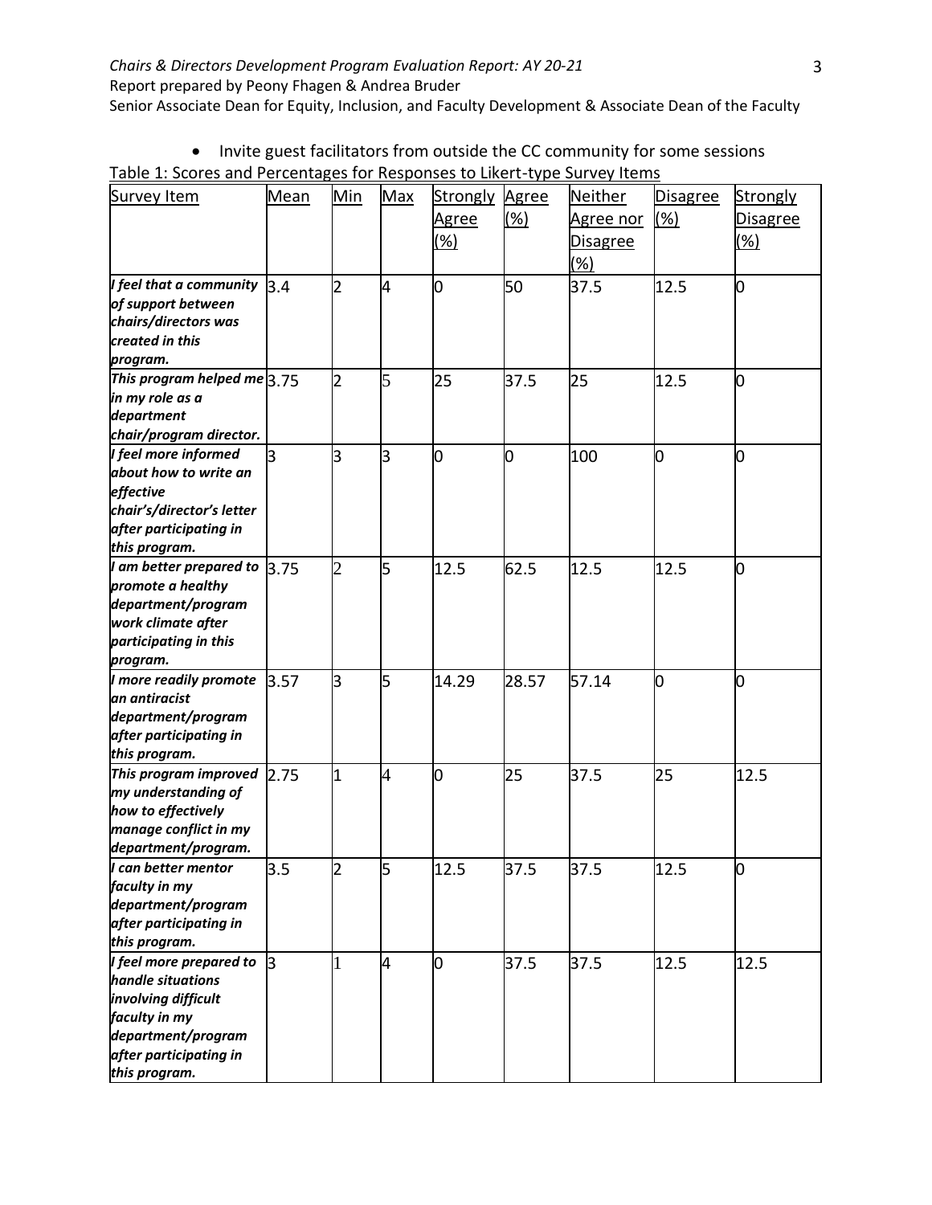- Invite guest facilitators from outside the CC community for some sessions

Table 1: Scores and Percentages for Responses to Likert-type Survey Items

| Survey Item | Mean | Min | Max | Strongly Agree (%) | Agree (%) | Neither Agree nor Disagree (%) | Disagree (%) | Strongly Disagree (%) |
|---|---|---|---|---|---|---|---|---|
| *I feel that a community of support between chairs/directors was created in this program.* | 3.4 | 2 | 4 | 0 | 50 | 37.5 | 12.5 | 0 |
| *This program helped me in my role as a department chair/program director.* | 3.75 | 2 | 5 | 25 | 37.5 | 25 | 12.5 | 0 |
| *I feel more informed about how to write an effective chair's/director's letter after participating in this program.* | 3 | 3 | 3 | 0 | 0 | 100 | 0 | 0 |
| *I am better prepared to promote a healthy department/program work climate after participating in this program.* | 3.75 | 2 | 5 | 12.5 | 62.5 | 12.5 | 12.5 | 0 |
| *I more readily promote an antiracist department/program after participating in this program.* | 3.57 | 3 | 5 | 14.29 | 28.57 | 57.14 | 0 | 0 |
| *This program improved my understanding of how to effectively manage conflict in my department/program.* | 2.75 | 1 | 4 | 0 | 25 | 37.5 | 25 | 12.5 |
| *I can better mentor faculty in my department/program after participating in this program.* | 3.5 | 2 | 5 | 12.5 | 37.5 | 37.5 | 12.5 | 0 |
| *I feel more prepared to handle situations involving difficult faculty in my department/program after participating in this program.* | 3 | 1 | 4 | 0 | 37.5 | 37.5 | 12.5 | 12.5 |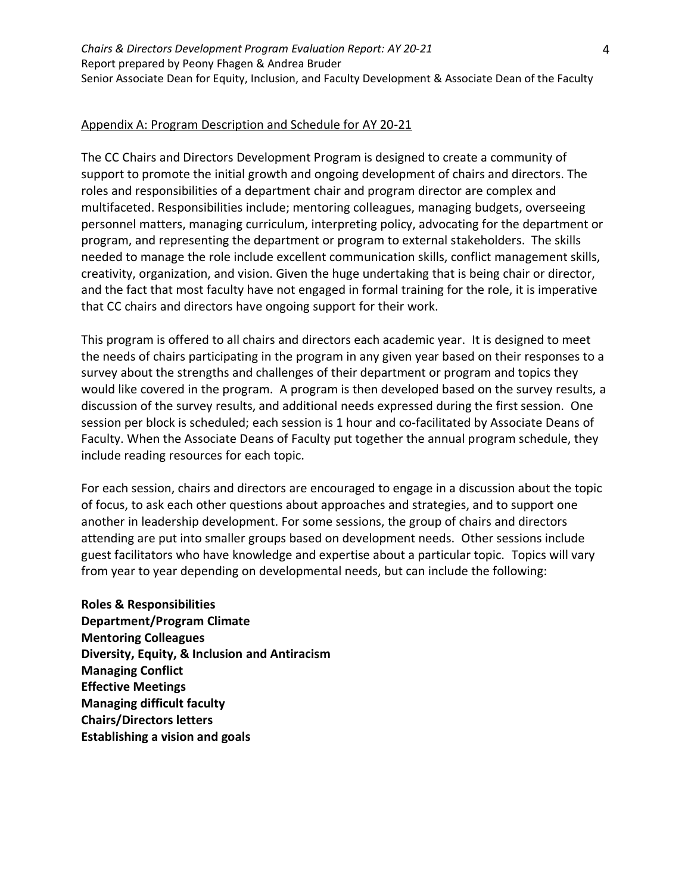## Appendix A: Program Description and Schedule for AY 20-21

The CC Chairs and Directors Development Program is designed to create a community of support to promote the initial growth and ongoing development of chairs and directors. The roles and responsibilities of a department chair and program director are complex and multifaceted. Responsibilities include; mentoring colleagues, managing budgets, overseeing personnel matters, managing curriculum, interpreting policy, advocating for the department or program, and representing the department or program to external stakeholders. The skills needed to manage the role include excellent communication skills, conflict management skills, creativity, organization, and vision. Given the huge undertaking that is being chair or director, and the fact that most faculty have not engaged in formal training for the role, it is imperative that CC chairs and directors have ongoing support for their work.

This program is offered to all chairs and directors each academic year. It is designed to meet the needs of chairs participating in the program in any given year based on their responses to a survey about the strengths and challenges of their department or program and topics they would like covered in the program. A program is then developed based on the survey results, a discussion of the survey results, and additional needs expressed during the first session. One session per block is scheduled; each session is 1 hour and co-facilitated by Associate Deans of Faculty. When the Associate Deans of Faculty put together the annual program schedule, they include reading resources for each topic.

For each session, chairs and directors are encouraged to engage in a discussion about the topic of focus, to ask each other questions about approaches and strategies, and to support one another in leadership development. For some sessions, the group of chairs and directors attending are put into smaller groups based on development needs. Other sessions include guest facilitators who have knowledge and expertise about a particular topic. Topics will vary from year to year depending on developmental needs, but can include the following:

**Roles & Responsibilities**
**Department/Program Climate**
**Mentoring Colleagues**
**Diversity, Equity, & Inclusion and Antiracism**
**Managing Conflict**
**Effective Meetings**
**Managing difficult faculty**
**Chairs/Directors letters**
**Establishing a vision and goals**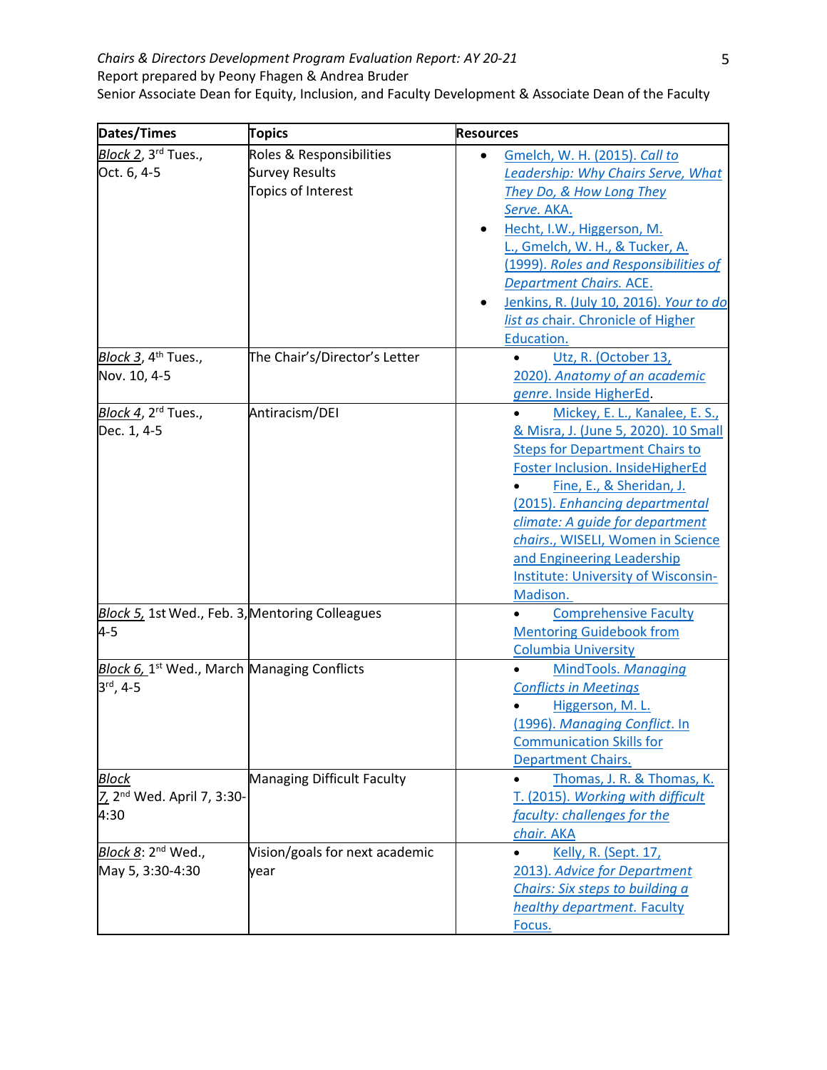| Dates/Times | Topics | Resources |
|---|---|---|
| *Block 2*, 3rd Tues., Oct. 6, 4-5 | Roles & Responsibilities<br>Survey Results<br>Topics of Interest | • Gmelch, W. H. (2015). *Call to Leadership: Why Chairs Serve, What They Do, & How Long They Serve.* AKA.<br>• Hecht, I.W., Higgerson, M. L., Gmelch, W. H., & Tucker, A. (1999). *Roles and Responsibilities of Department Chairs.* ACE.<br>• Jenkins, R. (July 10, 2016). *Your to do list as* chair. Chronicle of Higher Education. |
| *Block 3*, 4th Tues., Nov. 10, 4-5 | The Chair's/Director's Letter | • Utz, R. (October 13, 2020). *Anatomy of an academic genre*. Inside HigherEd. |
| *Block 4*, 2nd Tues., Dec. 1, 4-5 | Antiracism/DEI | • Mickey, E. L., Kanalee, E. S., & Misra, J. (June 5, 2020). 10 Small Steps for Department Chairs to Foster Inclusion. InsideHigherEd<br>• Fine, E., & Sheridan, J. (2015). *Enhancing departmental climate: A guide for department chairs*., WISELI, Women in Science and Engineering Leadership Institute: University of Wisconsin-Madison. |
| *Block 5,* 1st Wed., Feb. 3, 4-5 | Mentoring Colleagues | • Comprehensive Faculty Mentoring Guidebook from Columbia University |
| *Block 6,* 1st Wed., March 3rd, 4-5 | Managing Conflicts | • MindTools. *Managing Conflicts in Meetings*<br>• Higgerson, M. L. (1996). *Managing Conflict*. In Communication Skills for Department Chairs. |
| *Block 7,* 2nd Wed. April 7, 3:30-4:30 | Managing Difficult Faculty | • Thomas, J. R. & Thomas, K. T. (2015). *Working with difficult faculty: challenges for the chair.* AKA |
| *Block 8*: 2nd Wed., May 5, 3:30-4:30 | Vision/goals for next academic year | • Kelly, R. (Sept. 17, 2013). *Advice for Department Chairs: Six steps to building a healthy department.* Faculty Focus. |